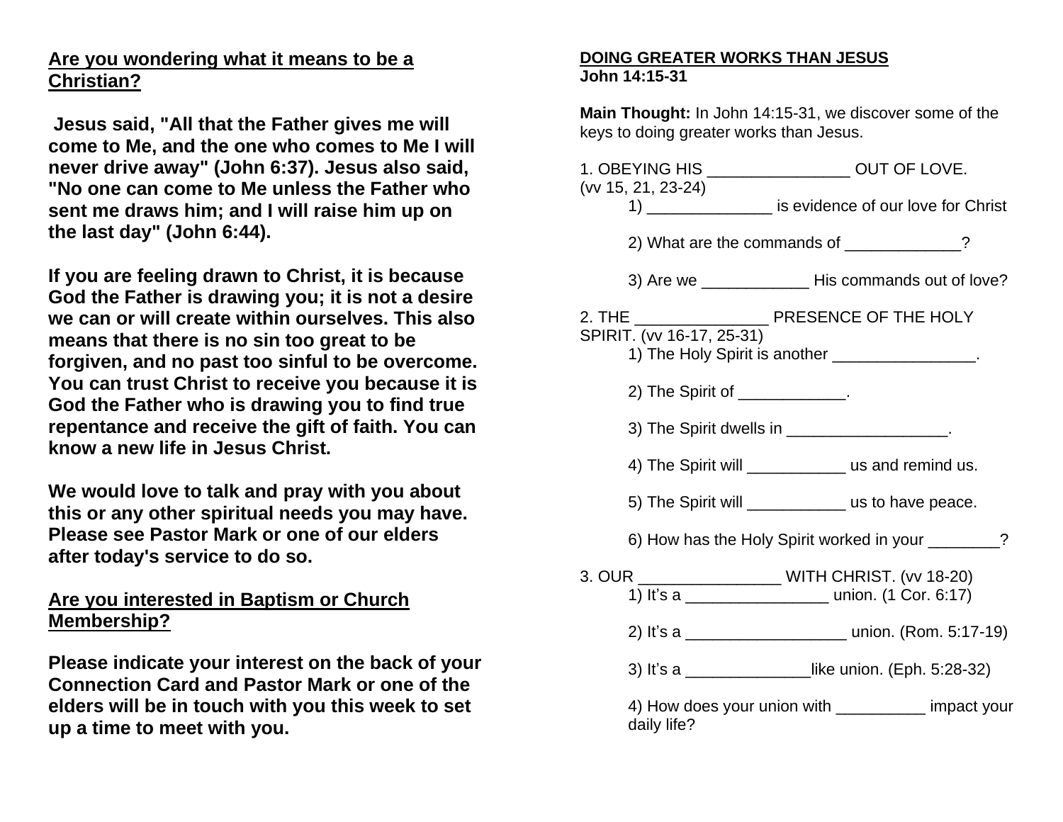## Are you wondering what it means to be a Christian?

**Jesus said, "All that the Father gives me will come to Me, and the one who comes to Me I will never drive away" (John 6:37). Jesus also said, "No one can come to Me unless the Father who sent me draws him; and I will raise him up on the last day" (John 6:44).**

**If you are feeling drawn to Christ, it is because God the Father is drawing you; it is not a desire we can or will create within ourselves. This also means that there is no sin too great to be forgiven, and no past too sinful to be overcome. You can trust Christ to receive you because it is God the Father who is drawing you to find true repentance and receive the gift of faith. You can know a new life in Jesus Christ.**

**We would love to talk and pray with you about this or any other spiritual needs you may have. Please see Pastor Mark or one of our elders after today's service to do so.**

## Are you interested in Baptism or Church Membership?

**Please indicate your interest on the back of your Connection Card and Pastor Mark or one of the elders will be in touch with you this week to set up a time to meet with you.**

## DOING GREATER WORKS THAN JESUS
**John 14:15-31**

**Main Thought:** In John 14:15-31, we discover some of the keys to doing greater works than Jesus.

1. OBEYING HIS ________________ OUT OF LOVE. (vv 15, 21, 23-24)
   1) ______________ is evidence of our love for Christ

   2) What are the commands of _____________?

   3) Are we ____________ His commands out of love?

2. THE _______________ PRESENCE OF THE HOLY SPIRIT. (vv 16-17, 25-31)
   1) The Holy Spirit is another ________________.

   2) The Spirit of ____________.

   3) The Spirit dwells in __________________.

   4) The Spirit will ___________ us and remind us.

   5) The Spirit will ___________ us to have peace.

   6) How has the Holy Spirit worked in your ________?

3. OUR ________________ WITH CHRIST. (vv 18-20)
   1) It's a ________________ union. (1 Cor. 6:17)

   2) It's a __________________ union. (Rom. 5:17-19)

   3) It's a ______________like union. (Eph. 5:28-32)

   4) How does your union with __________ impact your daily life?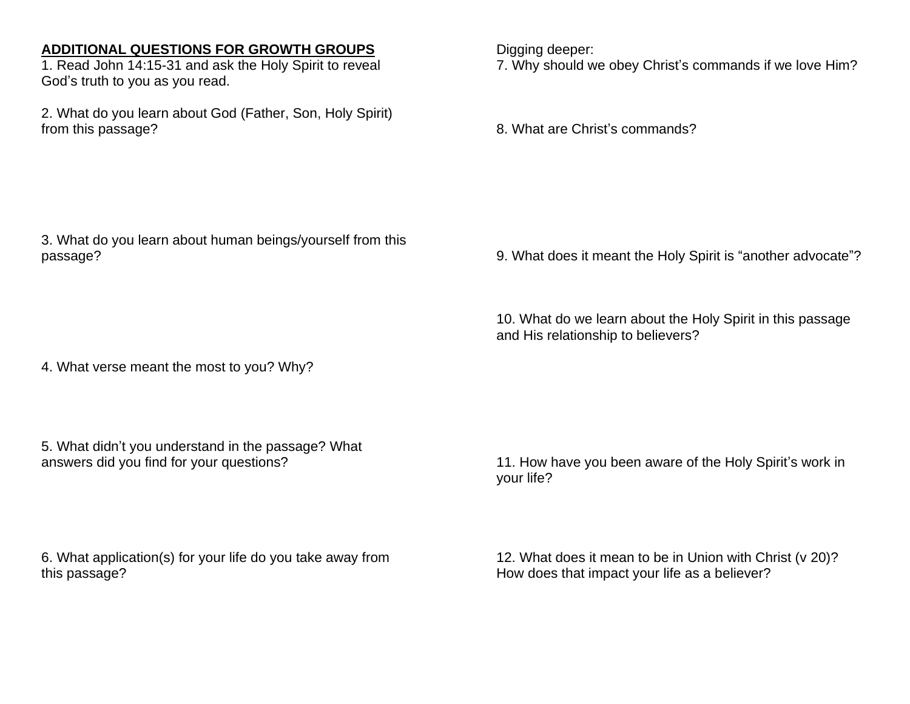**ADDITIONAL QUESTIONS FOR GROWTH GROUPS**

1. Read John 14:15-31 and ask the Holy Spirit to reveal God's truth to you as you read.

2. What do you learn about God (Father, Son, Holy Spirit) from this passage?

3. What do you learn about human beings/yourself from this passage?

4. What verse meant the most to you? Why?

5. What didn't you understand in the passage? What answers did you find for your questions?

6. What application(s) for your life do you take away from this passage?

Digging deeper:

7. Why should we obey Christ's commands if we love Him?

8. What are Christ's commands?

9. What does it meant the Holy Spirit is "another advocate"?

10. What do we learn about the Holy Spirit in this passage and His relationship to believers?

11. How have you been aware of the Holy Spirit's work in your life?

12. What does it mean to be in Union with Christ (v 20)? How does that impact your life as a believer?